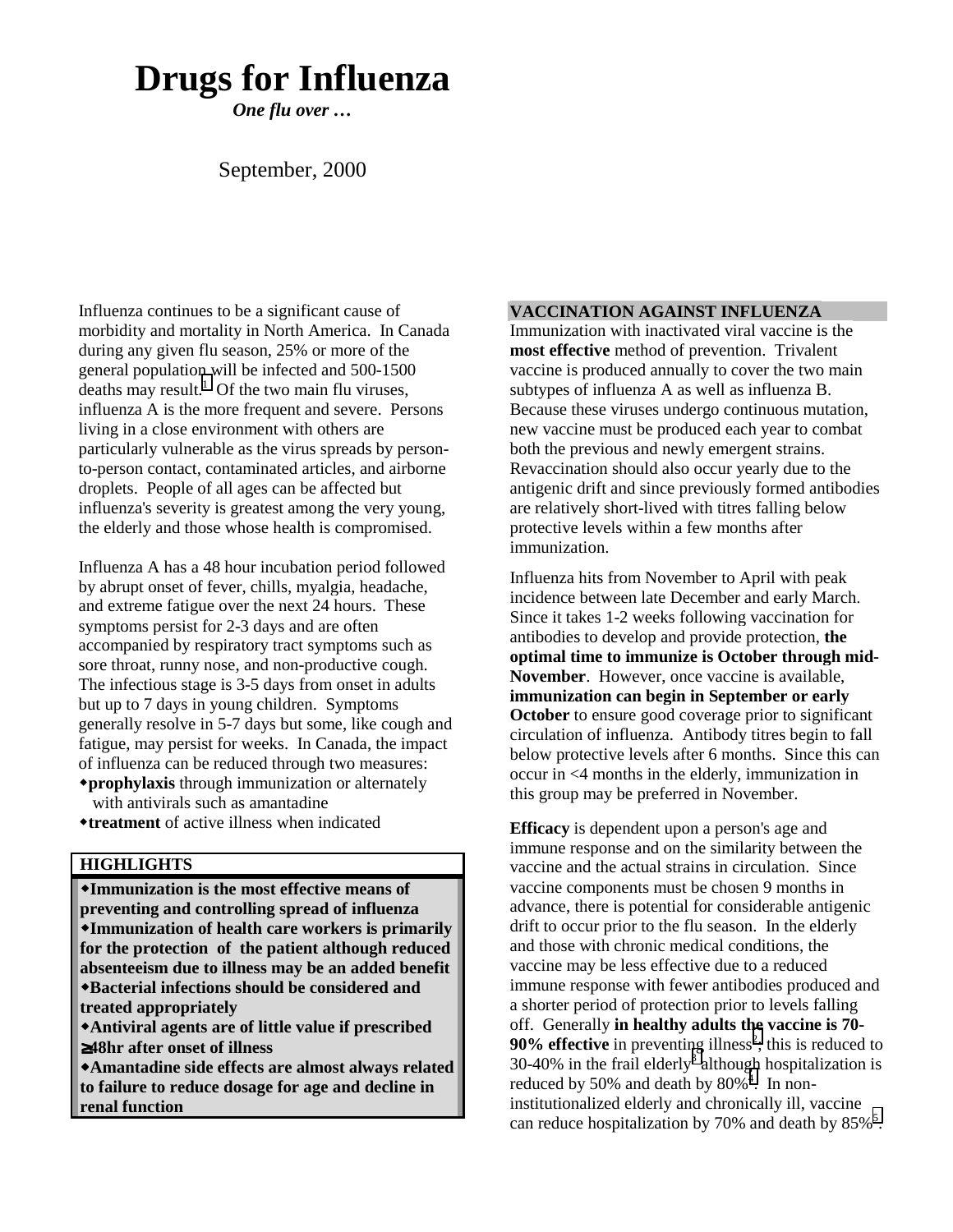# Drugs for Influenza

***One flu over …***

September, 2000

Influenza continues to be a significant cause of morbidity and mortality in North America. In Canada during any given flu season, 25% or more of the general population will be infected and 500-1500 deaths may result.[1] Of the two main flu viruses, influenza A is the more frequent and severe. Persons living in a close environment with others are particularly vulnerable as the virus spreads by person-to-person contact, contaminated articles, and airborne droplets. People of all ages can be affected but influenza's severity is greatest among the very young, the elderly and those whose health is compromised.

Influenza A has a 48 hour incubation period followed by abrupt onset of fever, chills, myalgia, headache, and extreme fatigue over the next 24 hours. These symptoms persist for 2-3 days and are often accompanied by respiratory tract symptoms such as sore throat, runny nose, and non-productive cough. The infectious stage is 3-5 days from onset in adults but up to 7 days in young children. Symptoms generally resolve in 5-7 days but some, like cough and fatigue, may persist for weeks. In Canada, the impact of influenza can be reduced through two measures:

- **prophylaxis** through immunization or alternately with antivirals such as amantadine
- **treatment** of active illness when indicated

**HIGHLIGHTS**

- **Immunization is the most effective means of preventing and controlling spread of influenza**
- **Immunization of health care workers is primarily for the protection of the patient although reduced absenteeism due to illness may be an added benefit**
- **Bacterial infections should be considered and treated appropriately**
- **Antiviral agents are of little value if prescribed ≥48hr after onset of illness**
- **Amantadine side effects are almost always related to failure to reduce dosage for age and decline in renal function**

## VACCINATION AGAINST INFLUENZA

Immunization with inactivated viral vaccine is the **most effective** method of prevention. Trivalent vaccine is produced annually to cover the two main subtypes of influenza A as well as influenza B. Because these viruses undergo continuous mutation, new vaccine must be produced each year to combat both the previous and newly emergent strains. Revaccination should also occur yearly due to the antigenic drift and since previously formed antibodies are relatively short-lived with titres falling below protective levels within a few months after immunization.

Influenza hits from November to April with peak incidence between late December and early March. Since it takes 1-2 weeks following vaccination for antibodies to develop and provide protection, **the optimal time to immunize is October through mid-November**. However, once vaccine is available, **immunization can begin in September or early October** to ensure good coverage prior to significant circulation of influenza. Antibody titres begin to fall below protective levels after 6 months. Since this can occur in <4 months in the elderly, immunization in this group may be preferred in November.

**Efficacy** is dependent upon a person's age and immune response and on the similarity between the vaccine and the actual strains in circulation. Since vaccine components must be chosen 9 months in advance, there is potential for considerable antigenic drift to occur prior to the flu season. In the elderly and those with chronic medical conditions, the vaccine may be less effective due to a reduced immune response with fewer antibodies produced and a shorter period of protection prior to levels falling off. Generally **in healthy adults the vaccine is 70-90% effective** in preventing illness[2], this is reduced to 30-40% in the frail elderly[3] although hospitalization is reduced by 50% and death by 80%[4]. In non-institutionalized elderly and chronically ill, vaccine can reduce hospitalization by 70% and death by 85%[5].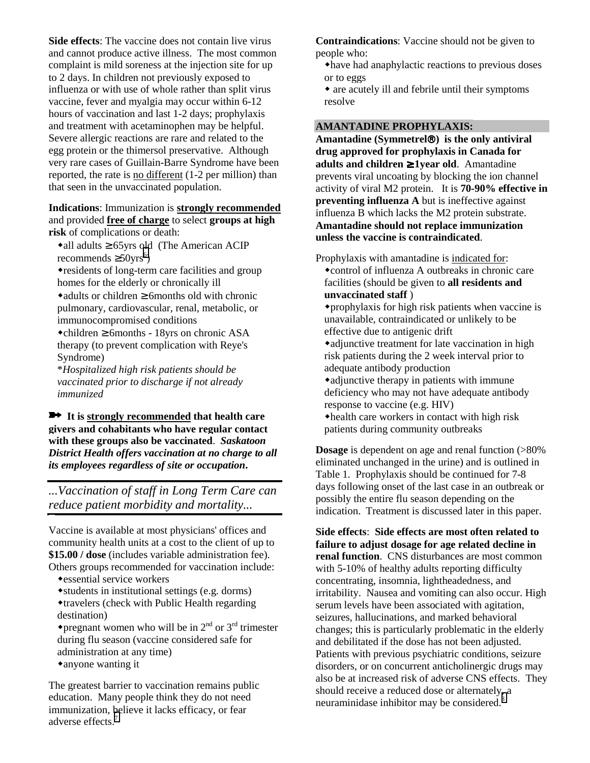**Side effects**: The vaccine does not contain live virus and cannot produce active illness. The most common complaint is mild soreness at the injection site for up to 2 days. In children not previously exposed to influenza or with use of whole rather than split virus vaccine, fever and myalgia may occur within 6-12 hours of vaccination and last 1-2 days; prophylaxis and treatment with acetaminophen may be helpful. Severe allergic reactions are rare and related to the egg protein or the thimersol preservative. Although very rare cases of Guillain-Barre Syndrome have been reported, the rate is no different (1-2 per million) than that seen in the unvaccinated population.

**Indications**: Immunization is **strongly recommended** and provided **free of charge** to select **groups at high risk** of complications or death:

- all adults ≥ 65yrs old (The American ACIP recommends ≥ 50yrs[6])
- residents of long-term care facilities and group homes for the elderly or chronically ill
- adults or children ≥ 6months old with chronic pulmonary, cardiovascular, renal, metabolic, or immunocompromised conditions
- children ≥ 6months - 18yrs on chronic ASA therapy (to prevent complication with Reye's Syndrome)

*\*Hospitalized high risk patients should be vaccinated prior to discharge if not already immunized*

➡ **It is strongly recommended that health care givers and cohabitants who have regular contact with these groups also be vaccinated**. ***Saskatoon District Health offers vaccination at no charge to all its employees regardless of site or occupation.***

*...Vaccination of staff in Long Term Care can reduce patient morbidity and mortality...*

Vaccine is available at most physicians' offices and community health units at a cost to the client of up to **$15.00 / dose** (includes variable administration fee). Others groups recommended for vaccination include:

- essential service workers
- students in institutional settings (e.g. dorms)
- travelers (check with Public Health regarding destination)
- pregnant women who will be in 2nd or 3rd trimester during flu season (vaccine considered safe for administration at any time)
- anyone wanting it

The greatest barrier to vaccination remains public education. Many people think they do not need immunization, believe it lacks efficacy, or fear adverse effects.[7]

**Contraindications**: Vaccine should not be given to people who:

- have had anaphylactic reactions to previous doses or to eggs
- are acutely ill and febrile until their symptoms resolve

## AMANTADINE PROPHYLAXIS:

**Amantadine (Symmetrel®) is the only antiviral drug approved for prophylaxis in Canada for adults and children ≥ 1year old**. Amantadine prevents viral uncoating by blocking the ion channel activity of viral M2 protein. It is **70-90% effective in preventing influenza A** but is ineffective against influenza B which lacks the M2 protein substrate. **Amantadine should not replace immunization unless the vaccine is contraindicated**.

Prophylaxis with amantadine is indicated for:

- control of influenza A outbreaks in chronic care facilities (should be given to **all residents and unvaccinated staff** )
- prophylaxis for high risk patients when vaccine is unavailable, contraindicated or unlikely to be effective due to antigenic drift
- adjunctive treatment for late vaccination in high risk patients during the 2 week interval prior to adequate antibody production
- adjunctive therapy in patients with immune deficiency who may not have adequate antibody response to vaccine (e.g. HIV)
- health care workers in contact with high risk patients during community outbreaks

**Dosage** is dependent on age and renal function (>80% eliminated unchanged in the urine) and is outlined in Table 1. Prophylaxis should be continued for 7-8 days following onset of the last case in an outbreak or possibly the entire flu season depending on the indication. Treatment is discussed later in this paper.

**Side effects**: **Side effects are most often related to failure to adjust dosage for age related decline in renal function**. CNS disturbances are most common with 5-10% of healthy adults reporting difficulty concentrating, insomnia, lightheadedness, and irritability. Nausea and vomiting can also occur. High serum levels have been associated with agitation, seizures, hallucinations, and marked behavioral changes; this is particularly problematic in the elderly and debilitated if the dose has not been adjusted. Patients with previous psychiatric conditions, seizure disorders, or on concurrent anticholinergic drugs may also be at increased risk of adverse CNS effects. They should receive a reduced dose or alternately, a neuraminidase inhibitor may be considered.[8]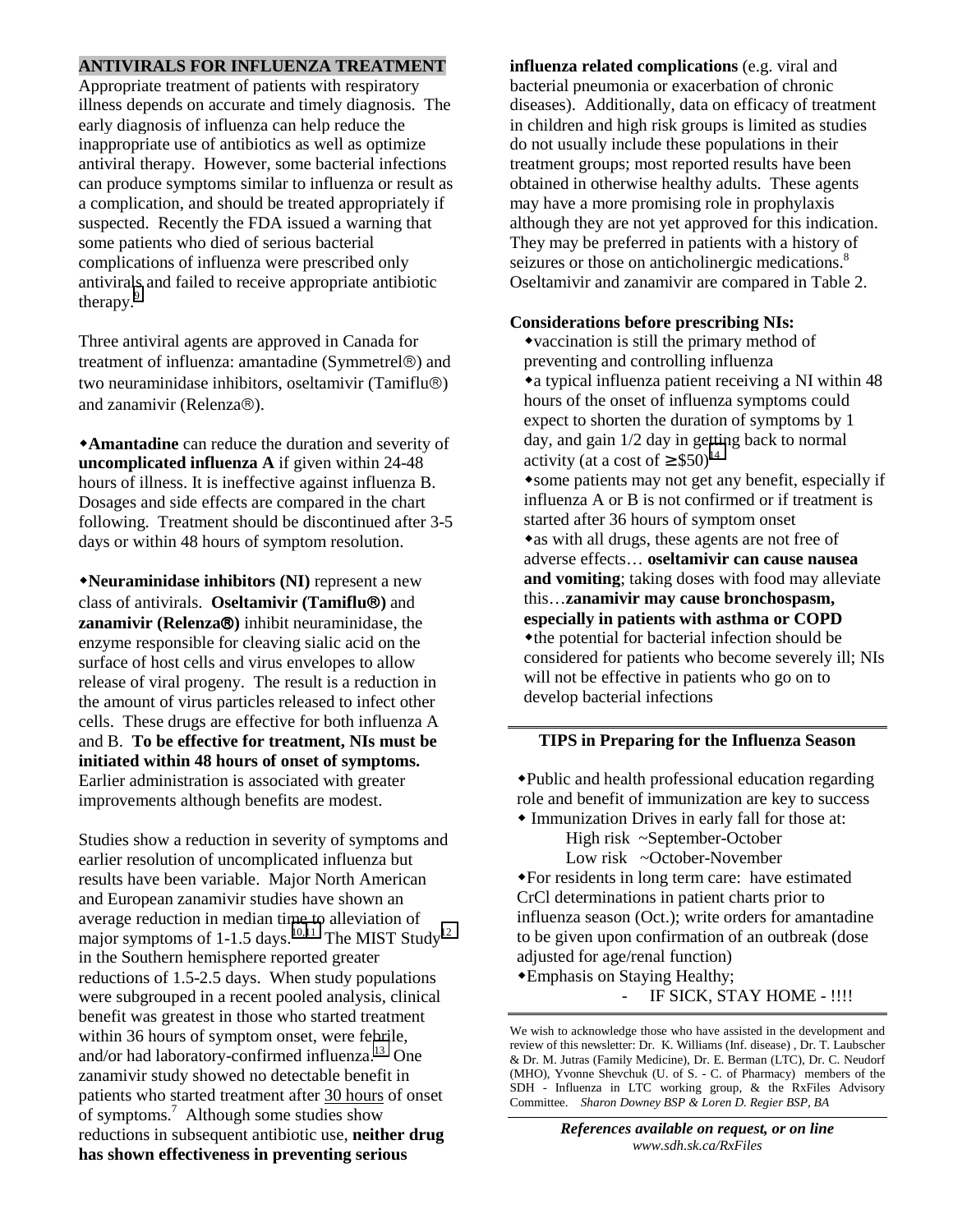## ANTIVIRALS FOR INFLUENZA TREATMENT

Appropriate treatment of patients with respiratory illness depends on accurate and timely diagnosis. The early diagnosis of influenza can help reduce the inappropriate use of antibiotics as well as optimize antiviral therapy. However, some bacterial infections can produce symptoms similar to influenza or result as a complication, and should be treated appropriately if suspected. Recently the FDA issued a warning that some patients who died of serious bacterial complications of influenza were prescribed only antivirals and failed to receive appropriate antibiotic therapy.[9]

Three antiviral agents are approved in Canada for treatment of influenza: amantadine (Symmetrel®) and two neuraminidase inhibitors, oseltamivir (Tamiflu®) and zanamivir (Relenza®).

◆**Amantadine** can reduce the duration and severity of **uncomplicated influenza A** if given within 24-48 hours of illness. It is ineffective against influenza B. Dosages and side effects are compared in the chart following. Treatment should be discontinued after 3-5 days or within 48 hours of symptom resolution.

◆**Neuraminidase inhibitors (NI)** represent a new class of antivirals. **Oseltamivir (Tamiflu®)** and **zanamivir (Relenza®)** inhibit neuraminidase, the enzyme responsible for cleaving sialic acid on the surface of host cells and virus envelopes to allow release of viral progeny. The result is a reduction in the amount of virus particles released to infect other cells. These drugs are effective for both influenza A and B. **To be effective for treatment, NIs must be initiated within 48 hours of onset of symptoms.** Earlier administration is associated with greater improvements although benefits are modest.

Studies show a reduction in severity of symptoms and earlier resolution of uncomplicated influenza but results have been variable. Major North American and European zanamivir studies have shown an average reduction in median time to alleviation of major symptoms of 1-1.5 days.[10,11] The MIST Study[12] in the Southern hemisphere reported greater reductions of 1.5-2.5 days. When study populations were subgrouped in a recent pooled analysis, clinical benefit was greatest in those who started treatment within 36 hours of symptom onset, were febrile, and/or had laboratory-confirmed influenza.[13] One zanamivir study showed no detectable benefit in patients who started treatment after 30 hours of onset of symptoms.[7] Although some studies show reductions in subsequent antibiotic use, **neither drug has shown effectiveness in preventing serious influenza related complications** (e.g. viral and bacterial pneumonia or exacerbation of chronic diseases). Additionally, data on efficacy of treatment in children and high risk groups is limited as studies do not usually include these populations in their treatment groups; most reported results have been obtained in otherwise healthy adults. These agents may have a more promising role in prophylaxis although they are not yet approved for this indication. They may be preferred in patients with a history of seizures or those on anticholinergic medications.[8] Oseltamivir and zanamivir are compared in Table 2.

**Considerations before prescribing NIs:**

- ◆vaccination is still the primary method of preventing and controlling influenza
- ◆a typical influenza patient receiving a NI within 48 hours of the onset of influenza symptoms could expect to shorten the duration of symptoms by 1 day, and gain 1/2 day in getting back to normal activity (at a cost of ≥ $50)[14]
- ◆some patients may not get any benefit, especially if influenza A or B is not confirmed or if treatment is started after 36 hours of symptom onset
- ◆as with all drugs, these agents are not free of adverse effects… **oseltamivir can cause nausea and vomiting**; taking doses with food may alleviate this…**zanamivir may cause bronchospasm, especially in patients with asthma or COPD**
- ◆the potential for bacterial infection should be considered for patients who become severely ill; NIs will not be effective in patients who go on to develop bacterial infections

### TIPS in Preparing for the Influenza Season

- ◆Public and health professional education regarding role and benefit of immunization are key to success
- ◆ Immunization Drives in early fall for those at:
  - High risk ~September-October
  - Low risk ~October-November
- ◆For residents in long term care: have estimated CrCl determinations in patient charts prior to influenza season (Oct.); write orders for amantadine to be given upon confirmation of an outbreak (dose adjusted for age/renal function)
- ◆Emphasis on Staying Healthy;
  - IF SICK, STAY HOME - !!!!

We wish to acknowledge those who have assisted in the development and review of this newsletter: Dr. K. Williams (Inf. disease) , Dr. T. Laubscher & Dr. M. Jutras (Family Medicine), Dr. E. Berman (LTC), Dr. C. Neudorf (MHO), Yvonne Shevchuk (U. of S. - C. of Pharmacy) members of the SDH - Influenza in LTC working group, & the RxFiles Advisory Committee. *Sharon Downey BSP & Loren D. Regier BSP, BA*

***References available on request, or on line***
*www.sdh.sk.ca/RxFiles*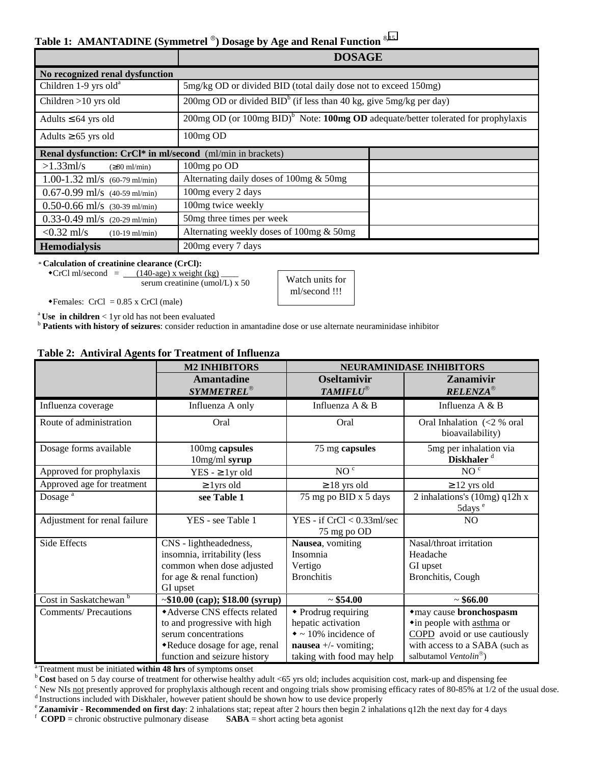## Table 1: AMANTADINE (Symmetrel®) Dosage by Age and Renal Function [8,15]

| | DOSAGE |
|---|---|
| **No recognized renal dysfunction** | |
| Children 1-9 yrs old[a] | 5mg/kg OD or divided BID (total daily dose not to exceed 150mg) |
| Children >10 yrs old | 200mg OD or divided BID[b] (if less than 40 kg, give 5mg/kg per day) |
| Adults ≤ 64 yrs old | 200mg OD (or 100mg BID)[b] Note: **100mg OD** adequate/better tolerated for prophylaxis |
| Adults ≥ 65 yrs old | 100mg OD |
| **Renal dysfunction: CrCl* in ml/second** (ml/min in brackets) | |
| >1.33ml/s (≥80 ml/min) | 100mg po OD |
| 1.00-1.32 ml/s (60-79 ml/min) | Alternating daily doses of 100mg & 50mg |
| 0.67-0.99 ml/s (40-59 ml/min) | 100mg every 2 days |
| 0.50-0.66 ml/s (30-39 ml/min) | 100mg twice weekly |
| 0.33-0.49 ml/s (20-29 ml/min) | 50mg three times per week |
| <0.32 ml/s (10-19 ml/min) | Alternating weekly doses of 100mg & 50mg |
| **Hemodialysis** | 200mg every 7 days |

\* **Calculation of creatinine clearance (CrCl):**

- CrCl ml/second = $\frac{(140\text{-age}) \times \text{weight (kg)}}{\text{serum creatinine (umol/L)} \times 50}$
- Females: CrCl = 0.85 x CrCl (male)

Watch units for ml/second !!!

[a] **Use in children** < 1yr old has not been evaluated
[b] **Patients with history of seizures**: consider reduction in amantadine dose or use alternate neuraminidase inhibitor

## Table 2: Antiviral Agents for Treatment of Influenza

| | M2 INHIBITORS | NEURAMINIDASE INHIBITORS | |
|---|---|---|---|
| | **Amantadine** *SYMMETREL®* | **Oseltamivir** *TAMIFLU®* | **Zanamivir** *RELENZA®* |
| Influenza coverage | Influenza A only | Influenza A & B | Influenza A & B |
| Route of administration | Oral | Oral | Oral Inhalation (<2 % oral bioavailability) |
| Dosage forms available | 100mg **capsules** 10mg/ml **syrup** | 75 mg **capsules** | 5mg per inhalation via **Diskhaler** [d] |
| Approved for prophylaxis | YES - ≥ 1yr old | NO [c] | NO [c] |
| Approved age for treatment | ≥ 1yrs old | ≥ 18 yrs old | ≥ 12 yrs old |
| Dosage [a] | **see Table 1** | 75 mg po BID x 5 days | 2 inhalations's (10mg) q12h x 5days [e] |
| Adjustment for renal failure | YES - see Table 1 | YES - if CrCl < 0.33ml/sec 75 mg po OD | NO |
| Side Effects | CNS - lightheadedness, insomnia, irritability (less common when dose adjusted for age & renal function) GI upset | **Nausea**, vomiting Insomnia Vertigo Bronchitis | Nasal/throat irritation Headache GI upset Bronchitis, Cough |
| Cost in Saskatchewan [b] | **~$10.00 (cap); $18.00 (syrup)** | **~ $54.00** | **~ $66.00** |
| Comments/ Precautions | • Adverse CNS effects related to and progressive with high serum concentrations • Reduce dosage for age, renal function and seizure history | • Prodrug requiring hepatic activation • ~ 10% incidence of **nausea** +/- vomiting; taking with food may help | • may cause **bronchospasm** • in people with asthma or COPD avoid or use cautiously with access to a SABA (such as salbutamol *Ventolin®*) |

[a] Treatment must be initiated **within 48 hrs** of symptoms onset
[b] **Cost** based on 5 day course of treatment for otherwise healthy adult <65 yrs old; includes acquisition cost, mark-up and dispensing fee
[c] New NIs not presently approved for prophylaxis although recent and ongoing trials show promising efficacy rates of 80-85% at 1/2 of the usual dose.
[d] Instructions included with Diskhaler, however patient should be shown how to use device properly
[e] **Zanamivir** - **Recommended on first day**: 2 inhalations stat; repeat after 2 hours then begin 2 inhalations q12h the next day for 4 days
[f] **COPD** = chronic obstructive pulmonary disease **SABA** = short acting beta agonist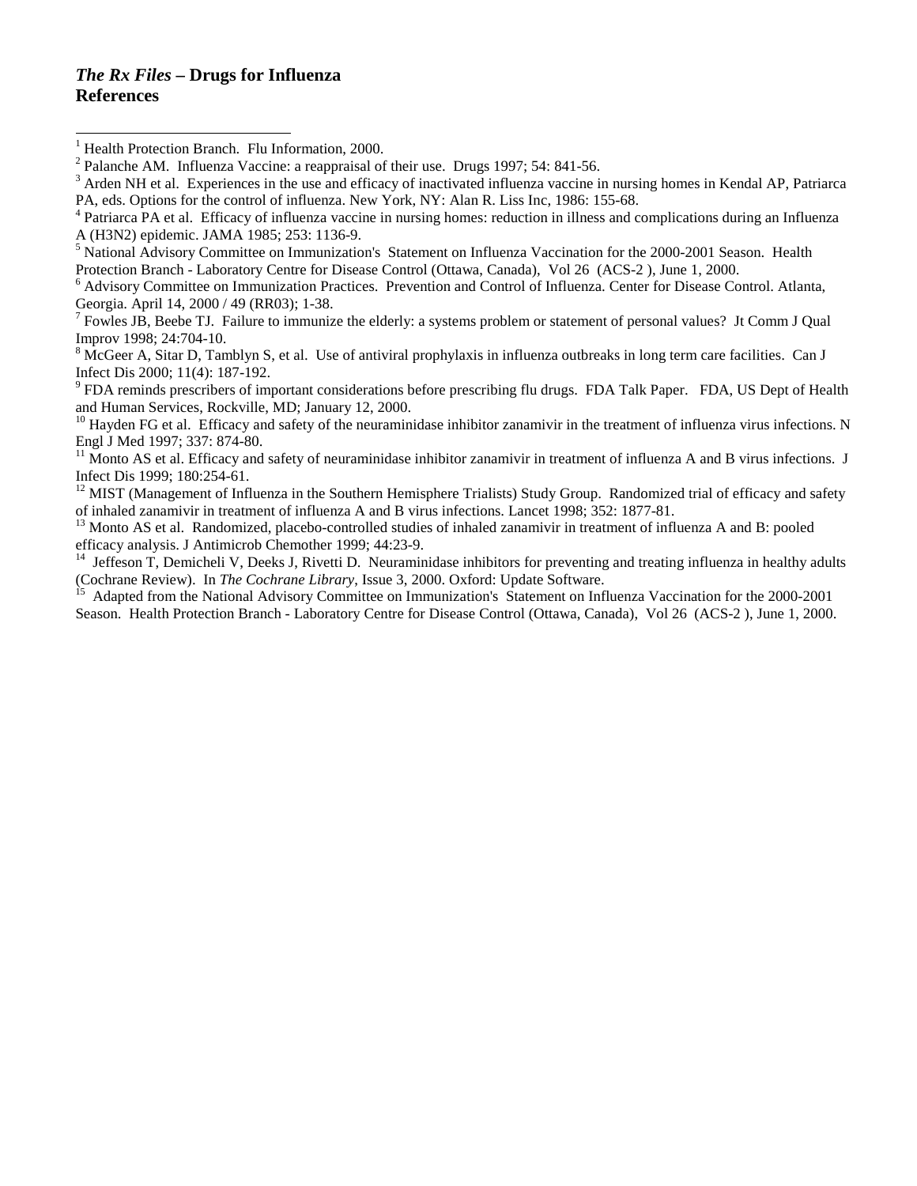## *The Rx Files* – Drugs for Influenza
## References

[1] Health Protection Branch. Flu Information, 2000.

[2] Palanche AM. Influenza Vaccine: a reappraisal of their use. Drugs 1997; 54: 841-56.

[3] Arden NH et al. Experiences in the use and efficacy of inactivated influenza vaccine in nursing homes in Kendal AP, Patriarca PA, eds. Options for the control of influenza. New York, NY: Alan R. Liss Inc, 1986: 155-68.

[4] Patriarca PA et al. Efficacy of influenza vaccine in nursing homes: reduction in illness and complications during an Influenza A (H3N2) epidemic. JAMA 1985; 253: 1136-9.

[5] National Advisory Committee on Immunization's Statement on Influenza Vaccination for the 2000-2001 Season. Health Protection Branch - Laboratory Centre for Disease Control (Ottawa, Canada), Vol 26 (ACS-2 ), June 1, 2000.

[6] Advisory Committee on Immunization Practices. Prevention and Control of Influenza. Center for Disease Control. Atlanta, Georgia. April 14, 2000 / 49 (RR03); 1-38.

[7] Fowles JB, Beebe TJ. Failure to immunize the elderly: a systems problem or statement of personal values? Jt Comm J Qual Improv 1998; 24:704-10.

[8] McGeer A, Sitar D, Tamblyn S, et al. Use of antiviral prophylaxis in influenza outbreaks in long term care facilities. Can J Infect Dis 2000; 11(4): 187-192.

[9] FDA reminds prescribers of important considerations before prescribing flu drugs. FDA Talk Paper. FDA, US Dept of Health and Human Services, Rockville, MD; January 12, 2000.

[10] Hayden FG et al. Efficacy and safety of the neuraminidase inhibitor zanamivir in the treatment of influenza virus infections. N Engl J Med 1997; 337: 874-80.

[11] Monto AS et al. Efficacy and safety of neuraminidase inhibitor zanamivir in treatment of influenza A and B virus infections. J Infect Dis 1999; 180:254-61.

[12] MIST (Management of Influenza in the Southern Hemisphere Trialists) Study Group. Randomized trial of efficacy and safety of inhaled zanamivir in treatment of influenza A and B virus infections. Lancet 1998; 352: 1877-81.

[13] Monto AS et al. Randomized, placebo-controlled studies of inhaled zanamivir in treatment of influenza A and B: pooled efficacy analysis. J Antimicrob Chemother 1999; 44:23-9.

[14] Jeffeson T, Demicheli V, Deeks J, Rivetti D. Neuraminidase inhibitors for preventing and treating influenza in healthy adults (Cochrane Review). In *The Cochrane Library*, Issue 3, 2000. Oxford: Update Software.

[15] Adapted from the National Advisory Committee on Immunization's Statement on Influenza Vaccination for the 2000-2001 Season. Health Protection Branch - Laboratory Centre for Disease Control (Ottawa, Canada), Vol 26 (ACS-2 ), June 1, 2000.